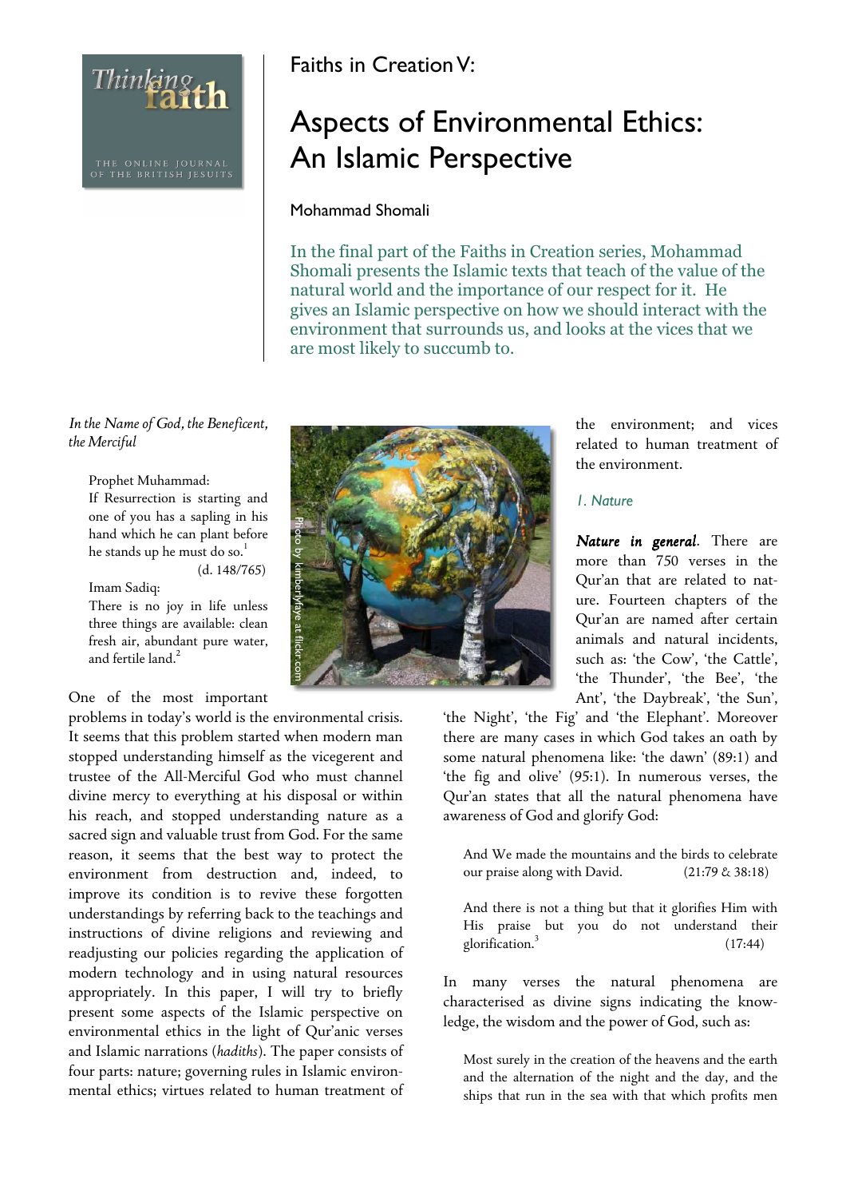Faiths in Creation V:

# Aspects of Environmental Ethics: An Islamic Perspective

Mohammad Shomali

In the final part of the Faiths in Creation series, Mohammad Shomali presents the Islamic texts that teach of the value of the natural world and the importance of our respect for it. He gives an Islamic perspective on how we should interact with the environment that surrounds us, and looks at the vices that we are most likely to succumb to.

*In the Name of God, the Beneficent, the Merciful*

> Prophet Muhammad:
> If Resurrection is starting and one of you has a sapling in his hand which he can plant before he stands up he must do so.[1]
> (d. 148/765)
> Imam Sadiq:
> There is no joy in life unless three things are available: clean fresh air, abundant pure water, and fertile land.[2]

Photo by kimberlyfaye at flickr.com

One of the most important problems in today's world is the environmental crisis. It seems that this problem started when modern man stopped understanding himself as the vicegerent and trustee of the All-Merciful God who must channel divine mercy to everything at his disposal or within his reach, and stopped understanding nature as a sacred sign and valuable trust from God. For the same reason, it seems that the best way to protect the environment from destruction and, indeed, to improve its condition is to revive these forgotten understandings by referring back to the teachings and instructions of divine religions and reviewing and readjusting our policies regarding the application of modern technology and in using natural resources appropriately. In this paper, I will try to briefly present some aspects of the Islamic perspective on environmental ethics in the light of Qur'anic verses and Islamic narrations (*hadiths*). The paper consists of four parts: nature; governing rules in Islamic environmental ethics; virtues related to human treatment of the environment; and vices related to human treatment of the environment.

### 1. Nature

***Nature in general***. There are more than 750 verses in the Qur'an that are related to nature. Fourteen chapters of the Qur'an are named after certain animals and natural incidents, such as: 'the Cow', 'the Cattle', 'the Thunder', 'the Bee', 'the Ant', 'the Daybreak', 'the Sun', 'the Night', 'the Fig' and 'the Elephant'. Moreover there are many cases in which God takes an oath by some natural phenomena like: 'the dawn' (89:1) and 'the fig and olive' (95:1). In numerous verses, the Qur'an states that all the natural phenomena have awareness of God and glorify God:

> And We made the mountains and the birds to celebrate our praise along with David. (21:79 & 38:18)

> And there is not a thing but that it glorifies Him with His praise but you do not understand their glorification.[3] (17:44)

In many verses the natural phenomena are characterised as divine signs indicating the knowledge, the wisdom and the power of God, such as:

> Most surely in the creation of the heavens and the earth and the alternation of the night and the day, and the ships that run in the sea with that which profits men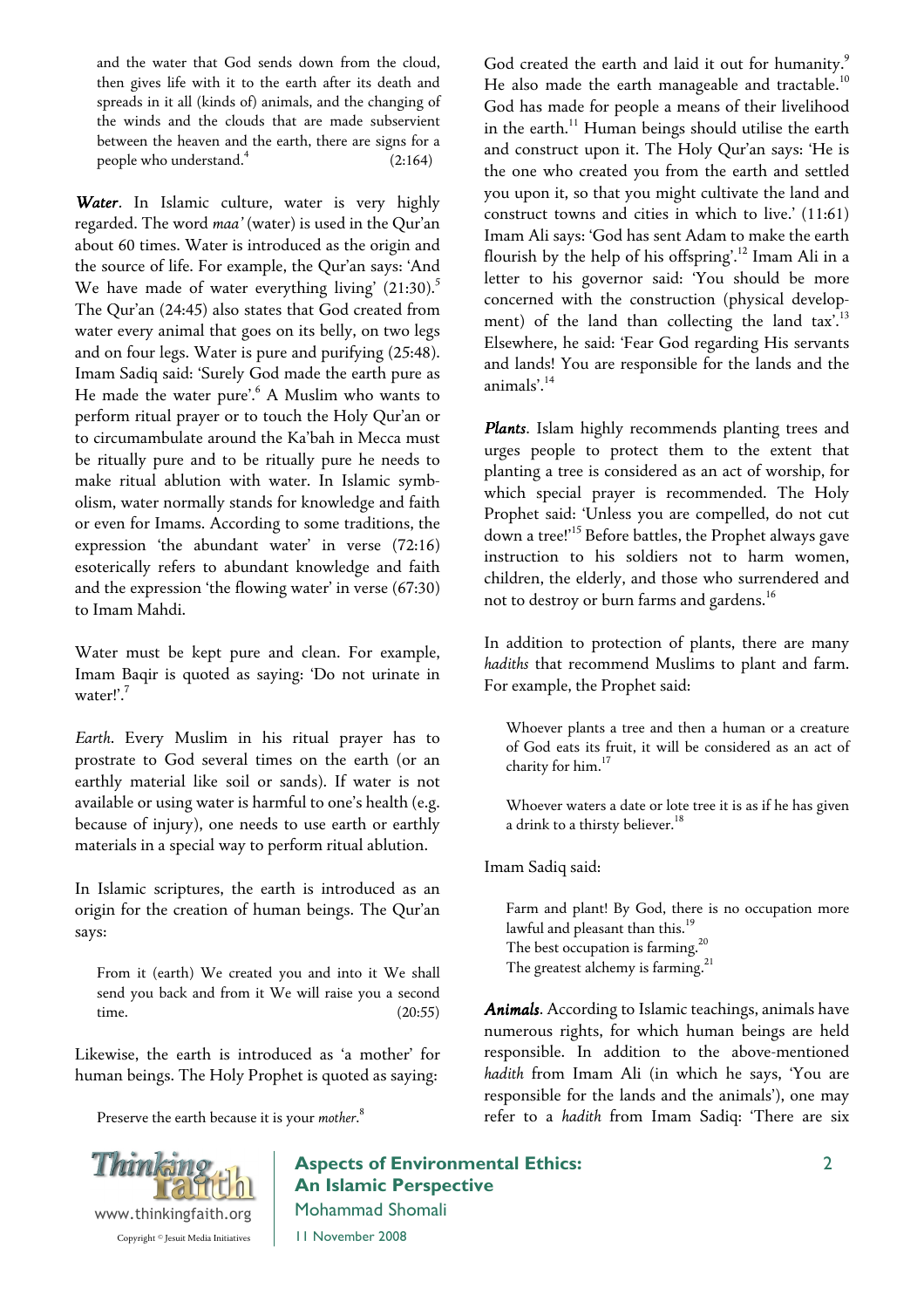> and the water that God sends down from the cloud, then gives life with it to the earth after its death and spreads in it all (kinds of) animals, and the changing of the winds and the clouds that are made subservient between the heaven and the earth, there are signs for a people who understand.[4] (2:164)

***Water***. In Islamic culture, water is very highly regarded. The word *maa'* (water) is used in the Qur'an about 60 times. Water is introduced as the origin and the source of life. For example, the Qur'an says: 'And We have made of water everything living' (21:30).[5] The Qur'an (24:45) also states that God created from water every animal that goes on its belly, on two legs and on four legs. Water is pure and purifying (25:48). Imam Sadiq said: 'Surely God made the earth pure as He made the water pure'.[6] A Muslim who wants to perform ritual prayer or to touch the Holy Qur'an or to circumambulate around the Ka'bah in Mecca must be ritually pure and to be ritually pure he needs to make ritual ablution with water. In Islamic symbolism, water normally stands for knowledge and faith or even for Imams. According to some traditions, the expression 'the abundant water' in verse (72:16) esoterically refers to abundant knowledge and faith and the expression 'the flowing water' in verse (67:30) to Imam Mahdi.

Water must be kept pure and clean. For example, Imam Baqir is quoted as saying: 'Do not urinate in water!'.[7]

*Earth*. Every Muslim in his ritual prayer has to prostrate to God several times on the earth (or an earthly material like soil or sands). If water is not available or using water is harmful to one's health (e.g. because of injury), one needs to use earth or earthly materials in a special way to perform ritual ablution.

In Islamic scriptures, the earth is introduced as an origin for the creation of human beings. The Qur'an says:

> From it (earth) We created you and into it We shall send you back and from it We will raise you a second time. (20:55)

Likewise, the earth is introduced as 'a mother' for human beings. The Holy Prophet is quoted as saying:

> Preserve the earth because it is your *mother*.[8]

God created the earth and laid it out for humanity.[9] He also made the earth manageable and tractable.[10] God has made for people a means of their livelihood in the earth.[11] Human beings should utilise the earth and construct upon it. The Holy Qur'an says: 'He is the one who created you from the earth and settled you upon it, so that you might cultivate the land and construct towns and cities in which to live.' (11:61) Imam Ali says: 'God has sent Adam to make the earth flourish by the help of his offspring'.[12] Imam Ali in a letter to his governor said: 'You should be more concerned with the construction (physical development) of the land than collecting the land tax'.[13] Elsewhere, he said: 'Fear God regarding His servants and lands! You are responsible for the lands and the animals'.[14]

***Plants***. Islam highly recommends planting trees and urges people to protect them to the extent that planting a tree is considered as an act of worship, for which special prayer is recommended. The Holy Prophet said: 'Unless you are compelled, do not cut down a tree!'[15] Before battles, the Prophet always gave instruction to his soldiers not to harm women, children, the elderly, and those who surrendered and not to destroy or burn farms and gardens.[16]

In addition to protection of plants, there are many *hadiths* that recommend Muslims to plant and farm. For example, the Prophet said:

> Whoever plants a tree and then a human or a creature of God eats its fruit, it will be considered as an act of charity for him.[17]
>
> Whoever waters a date or lote tree it is as if he has given a drink to a thirsty believer.[18]

Imam Sadiq said:

> Farm and plant! By God, there is no occupation more lawful and pleasant than this.[19]
> The best occupation is farming.[20]
> The greatest alchemy is farming.[21]

***Animals***. According to Islamic teachings, animals have numerous rights, for which human beings are held responsible. In addition to the above-mentioned *hadith* from Imam Ali (in which he says, 'You are responsible for the lands and the animals'), one may refer to a *hadith* from Imam Sadiq: 'There are six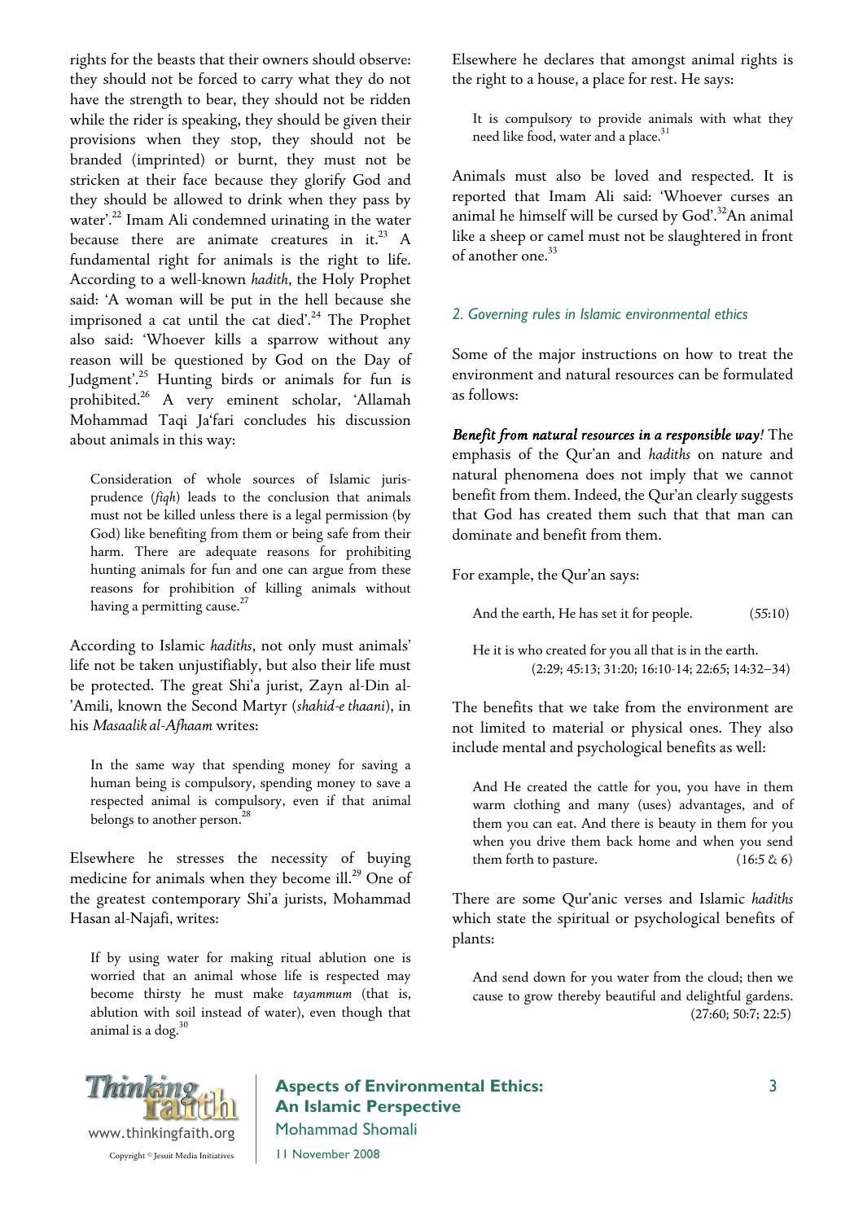rights for the beasts that their owners should observe: they should not be forced to carry what they do not have the strength to bear, they should not be ridden while the rider is speaking, they should be given their provisions when they stop, they should not be branded (imprinted) or burnt, they must not be stricken at their face because they glorify God and they should be allowed to drink when they pass by water'.[22] Imam Ali condemned urinating in the water because there are animate creatures in it.[23] A fundamental right for animals is the right to life. According to a well-known *hadith*, the Holy Prophet said: 'A woman will be put in the hell because she imprisoned a cat until the cat died'.[24] The Prophet also said: 'Whoever kills a sparrow without any reason will be questioned by God on the Day of Judgment'.[25] Hunting birds or animals for fun is prohibited.[26] A very eminent scholar, 'Allamah Mohammad Taqi Ja'fari concludes his discussion about animals in this way:

> Consideration of whole sources of Islamic jurisprudence (*fiqh*) leads to the conclusion that animals must not be killed unless there is a legal permission (by God) like benefiting from them or being safe from their harm. There are adequate reasons for prohibiting hunting animals for fun and one can argue from these reasons for prohibition of killing animals without having a permitting cause.[27]

According to Islamic *hadiths*, not only must animals' life not be taken unjustifiably, but also their life must be protected. The great Shi'a jurist, Zayn al-Din al-'Amili, known the Second Martyr (*shahid-e thaani*), in his *Masaalik al-Afhaam* writes:

> In the same way that spending money for saving a human being is compulsory, spending money to save a respected animal is compulsory, even if that animal belongs to another person.[28]

Elsewhere he stresses the necessity of buying medicine for animals when they become ill.[29] One of the greatest contemporary Shi'a jurists, Mohammad Hasan al-Najafi, writes:

> If by using water for making ritual ablution one is worried that an animal whose life is respected may become thirsty he must make *tayammum* (that is, ablution with soil instead of water), even though that animal is a dog.[30]

Elsewhere he declares that amongst animal rights is the right to a house, a place for rest. He says:

> It is compulsory to provide animals with what they need like food, water and a place.[31]

Animals must also be loved and respected. It is reported that Imam Ali said: 'Whoever curses an animal he himself will be cursed by God'.[32] An animal like a sheep or camel must not be slaughtered in front of another one.[33]

### *2. Governing rules in Islamic environmental ethics*

Some of the major instructions on how to treat the environment and natural resources can be formulated as follows:

***Benefit from natural resources in a responsible way!*** The emphasis of the Qur'an and *hadiths* on nature and natural phenomena does not imply that we cannot benefit from them. Indeed, the Qur'an clearly suggests that God has created them such that that man can dominate and benefit from them.

For example, the Qur'an says:

> And the earth, He has set it for people. (55:10)

> He it is who created for you all that is in the earth. (2:29; 45:13; 31:20; 16:10-14; 22:65; 14:32–34)

The benefits that we take from the environment are not limited to material or physical ones. They also include mental and psychological benefits as well:

> And He created the cattle for you, you have in them warm clothing and many (uses) advantages, and of them you can eat. And there is beauty in them for you when you drive them back home and when you send them forth to pasture. (16:5 & 6)

There are some Qur'anic verses and Islamic *hadiths* which state the spiritual or psychological benefits of plants:

> And send down for you water from the cloud; then we cause to grow thereby beautiful and delightful gardens. (27:60; 50:7; 22:5)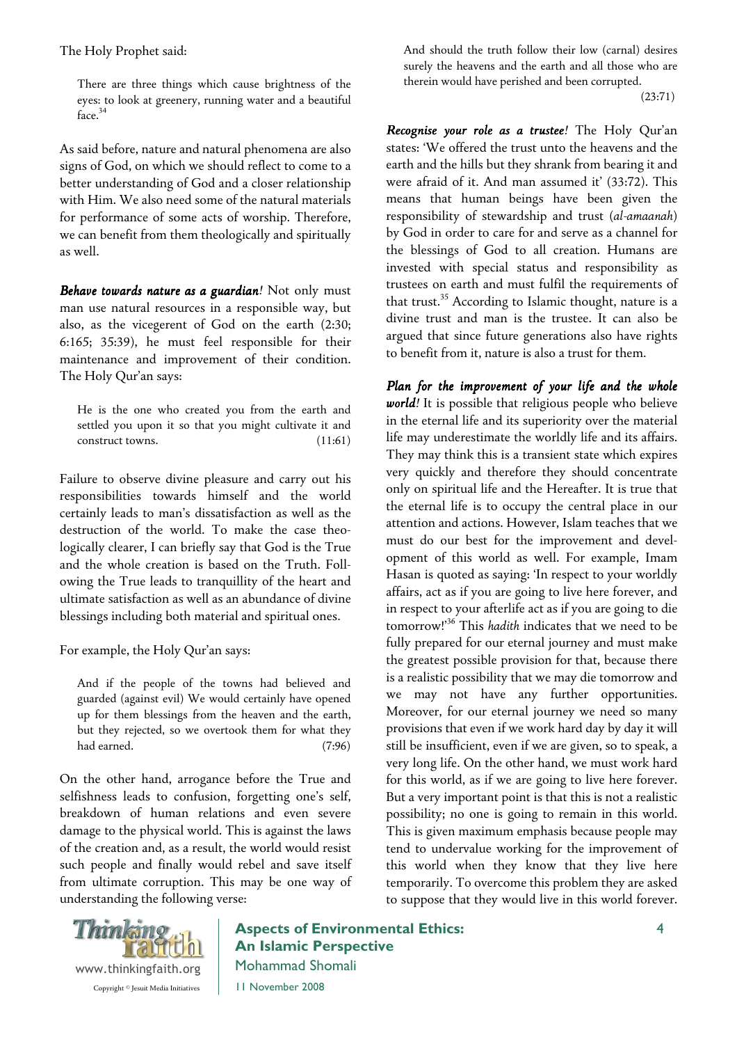The Holy Prophet said:

> There are three things which cause brightness of the eyes: to look at greenery, running water and a beautiful face.[34]

As said before, nature and natural phenomena are also signs of God, on which we should reflect to come to a better understanding of God and a closer relationship with Him. We also need some of the natural materials for performance of some acts of worship. Therefore, we can benefit from them theologically and spiritually as well.

***Behave towards nature as a guardian!*** Not only must man use natural resources in a responsible way, but also, as the vicegerent of God on the earth (2:30; 6:165; 35:39), he must feel responsible for their maintenance and improvement of their condition. The Holy Qur'an says:

> He is the one who created you from the earth and settled you upon it so that you might cultivate it and construct towns. (11:61)

Failure to observe divine pleasure and carry out his responsibilities towards himself and the world certainly leads to man's dissatisfaction as well as the destruction of the world. To make the case theologically clearer, I can briefly say that God is the True and the whole creation is based on the Truth. Following the True leads to tranquillity of the heart and ultimate satisfaction as well as an abundance of divine blessings including both material and spiritual ones.

For example, the Holy Qur'an says:

> And if the people of the towns had believed and guarded (against evil) We would certainly have opened up for them blessings from the heaven and the earth, but they rejected, so we overtook them for what they had earned. (7:96)

On the other hand, arrogance before the True and selfishness leads to confusion, forgetting one's self, breakdown of human relations and even severe damage to the physical world. This is against the laws of the creation and, as a result, the world would resist such people and finally would rebel and save itself from ultimate corruption. This may be one way of understanding the following verse:

> And should the truth follow their low (carnal) desires surely the heavens and the earth and all those who are therein would have perished and been corrupted. (23:71)

***Recognise your role as a trustee!*** The Holy Qur'an states: 'We offered the trust unto the heavens and the earth and the hills but they shrank from bearing it and were afraid of it. And man assumed it' (33:72). This means that human beings have been given the responsibility of stewardship and trust (*al-amaanah*) by God in order to care for and serve as a channel for the blessings of God to all creation. Humans are invested with special status and responsibility as trustees on earth and must fulfil the requirements of that trust.[35] According to Islamic thought, nature is a divine trust and man is the trustee. It can also be argued that since future generations also have rights to benefit from it, nature is also a trust for them.

***Plan for the improvement of your life and the whole world!*** It is possible that religious people who believe in the eternal life and its superiority over the material life may underestimate the worldly life and its affairs. They may think this is a transient state which expires very quickly and therefore they should concentrate only on spiritual life and the Hereafter. It is true that the eternal life is to occupy the central place in our attention and actions. However, Islam teaches that we must do our best for the improvement and development of this world as well. For example, Imam Hasan is quoted as saying: 'In respect to your worldly affairs, act as if you are going to live here forever, and in respect to your afterlife act as if you are going to die tomorrow!'[36] This *hadith* indicates that we need to be fully prepared for our eternal journey and must make the greatest possible provision for that, because there is a realistic possibility that we may die tomorrow and we may not have any further opportunities. Moreover, for our eternal journey we need so many provisions that even if we work hard day by day it will still be insufficient, even if we are given, so to speak, a very long life. On the other hand, we must work hard for this world, as if we are going to live here forever. But a very important point is that this is not a realistic possibility; no one is going to remain in this world. This is given maximum emphasis because people may tend to undervalue working for the improvement of this world when they know that they live here temporarily. To overcome this problem they are asked to suppose that they would live in this world forever.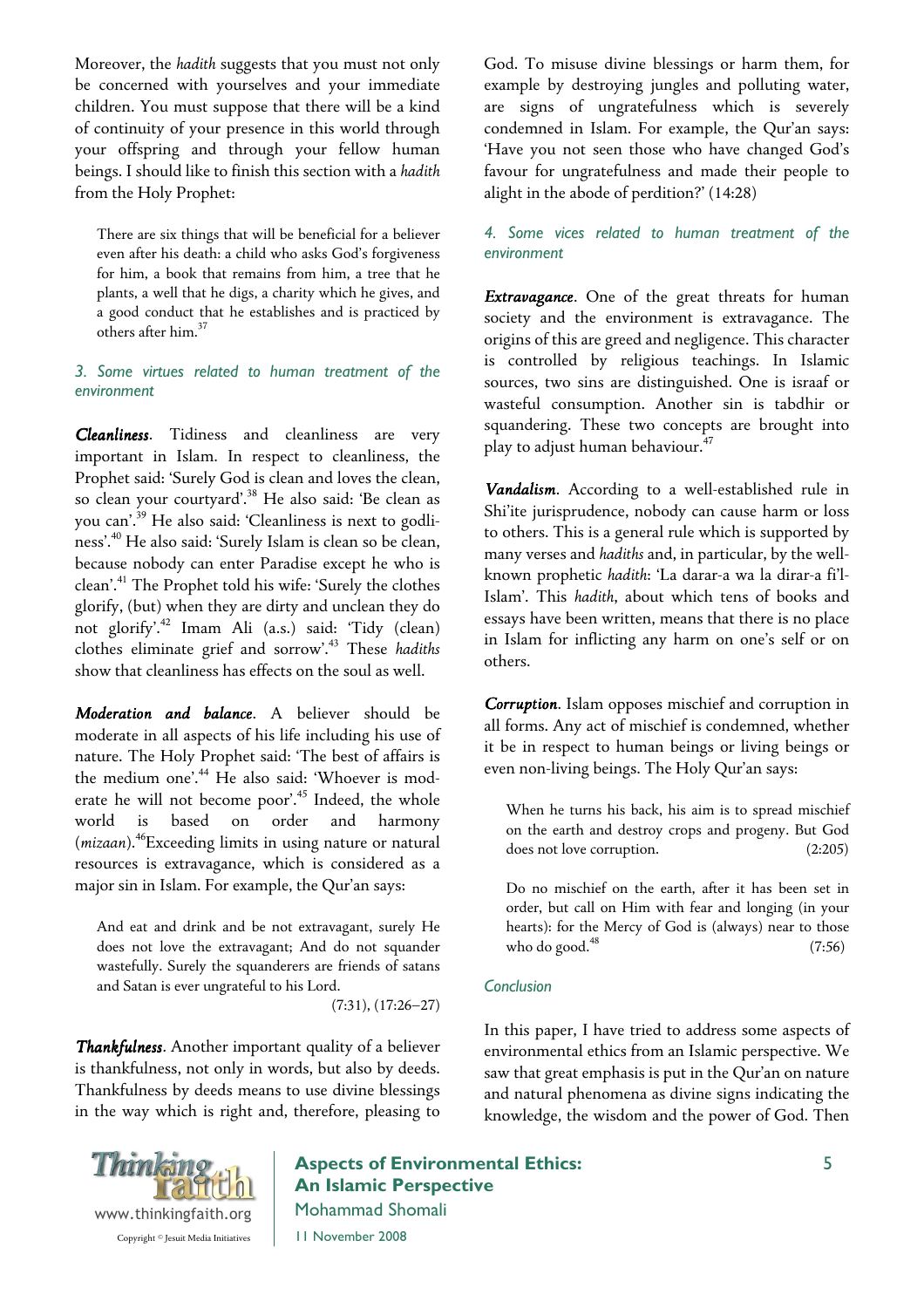Moreover, the *hadith* suggests that you must not only be concerned with yourselves and your immediate children. You must suppose that there will be a kind of continuity of your presence in this world through your offspring and through your fellow human beings. I should like to finish this section with a *hadith* from the Holy Prophet:

> There are six things that will be beneficial for a believer even after his death: a child who asks God's forgiveness for him, a book that remains from him, a tree that he plants, a well that he digs, a charity which he gives, and a good conduct that he establishes and is practiced by others after him.[37]

### 3. Some virtues related to human treatment of the environment

***Cleanliness***. Tidiness and cleanliness are very important in Islam. In respect to cleanliness, the Prophet said: 'Surely God is clean and loves the clean, so clean your courtyard'.[38] He also said: 'Be clean as you can'.[39] He also said: 'Cleanliness is next to godliness'.[40] He also said: 'Surely Islam is clean so be clean, because nobody can enter Paradise except he who is clean'.[41] The Prophet told his wife: 'Surely the clothes glorify, (but) when they are dirty and unclean they do not glorify'.[42] Imam Ali (a.s.) said: 'Tidy (clean) clothes eliminate grief and sorrow'.[43] These *hadiths* show that cleanliness has effects on the soul as well.

***Moderation and balance***. A believer should be moderate in all aspects of his life including his use of nature. The Holy Prophet said: 'The best of affairs is the medium one'.[44] He also said: 'Whoever is moderate he will not become poor'.[45] Indeed, the whole world is based on order and harmony (*mizaan*).[46]Exceeding limits in using nature or natural resources is extravagance, which is considered as a major sin in Islam. For example, the Qur'an says:

> And eat and drink and be not extravagant, surely He does not love the extravagant; And do not squander wastefully. Surely the squanderers are friends of satans and Satan is ever ungrateful to his Lord.
> (7:31), (17:26–27)

***Thankfulness***. Another important quality of a believer is thankfulness, not only in words, but also by deeds. Thankfulness by deeds means to use divine blessings in the way which is right and, therefore, pleasing to God. To misuse divine blessings or harm them, for example by destroying jungles and polluting water, are signs of ungratefulness which is severely condemned in Islam. For example, the Qur'an says: 'Have you not seen those who have changed God's favour for ungratefulness and made their people to alight in the abode of perdition?' (14:28)

### 4. Some vices related to human treatment of the environment

***Extravagance***. One of the great threats for human society and the environment is extravagance. The origins of this are greed and negligence. This character is controlled by religious teachings. In Islamic sources, two sins are distinguished. One is israaf or wasteful consumption. Another sin is tabdhir or squandering. These two concepts are brought into play to adjust human behaviour.[47]

***Vandalism***. According to a well-established rule in Shi'ite jurisprudence, nobody can cause harm or loss to others. This is a general rule which is supported by many verses and *hadiths* and, in particular, by the well-known prophetic *hadith*: 'La darar-a wa la dirar-a fi'l-Islam'. This *hadith*, about which tens of books and essays have been written, means that there is no place in Islam for inflicting any harm on one's self or on others.

***Corruption***. Islam opposes mischief and corruption in all forms. Any act of mischief is condemned, whether it be in respect to human beings or living beings or even non-living beings. The Holy Qur'an says:

> When he turns his back, his aim is to spread mischief on the earth and destroy crops and progeny. But God does not love corruption. (2:205)

> Do no mischief on the earth, after it has been set in order, but call on Him with fear and longing (in your hearts): for the Mercy of God is (always) near to those who do good.[48] (7:56)

### Conclusion

In this paper, I have tried to address some aspects of environmental ethics from an Islamic perspective. We saw that great emphasis is put in the Qur'an on nature and natural phenomena as divine signs indicating the knowledge, the wisdom and the power of God. Then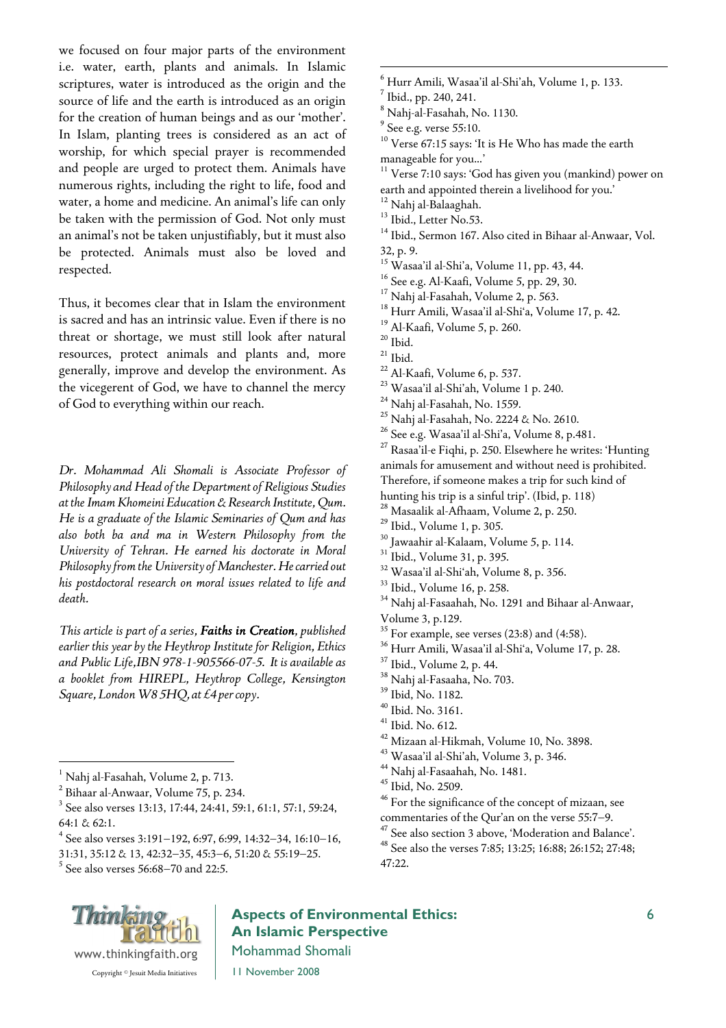we focused on four major parts of the environment i.e. water, earth, plants and animals. In Islamic scriptures, water is introduced as the origin and the source of life and the earth is introduced as an origin for the creation of human beings and as our 'mother'. In Islam, planting trees is considered as an act of worship, for which special prayer is recommended and people are urged to protect them. Animals have numerous rights, including the right to life, food and water, a home and medicine. An animal's life can only be taken with the permission of God. Not only must an animal's not be taken unjustifiably, but it must also be protected. Animals must also be loved and respected.

Thus, it becomes clear that in Islam the environment is sacred and has an intrinsic value. Even if there is no threat or shortage, we must still look after natural resources, protect animals and plants and, more generally, improve and develop the environment. As the vicegerent of God, we have to channel the mercy of God to everything within our reach.

*Dr. Mohammad Ali Shomali is Associate Professor of Philosophy and Head of the Department of Religious Studies at the Imam Khomeini Education & Research Institute, Qum. He is a graduate of the Islamic Seminaries of Qum and has also both ba and ma in Western Philosophy from the University of Tehran. He earned his doctorate in Moral Philosophy from the University of Manchester. He carried out his postdoctoral research on moral issues related to life and death.*

*This article is part of a series, **Faiths in Creation**, published earlier this year by the Heythrop Institute for Religion, Ethics and Public Life, IBN 978-1-905566-07-5. It is available as a booklet from HIREPL, Heythrop College, Kensington Square, London W8 5HQ, at £4 per copy.*

---

[1] Nahj al-Fasahah, Volume 2, p. 713.
[2] Bihaar al-Anwaar, Volume 75, p. 234.
[3] See also verses 13:13, 17:44, 24:41, 59:1, 61:1, 57:1, 59:24, 64:1 & 62:1.
[4] See also verses 3:191–192, 6:97, 6:99, 14:32–34, 16:10–16, 31:31, 35:12 & 13, 42:32–35, 45:3–6, 51:20 & 55:19–25.
[5] See also verses 56:68–70 and 22:5.
[6] Hurr Amili, Wasaa'il al-Shi'ah, Volume 1, p. 133.
[7] Ibid., pp. 240, 241.
[8] Nahj-al-Fasahah, No. 1130.
[9] See e.g. verse 55:10.
[10] Verse 67:15 says: 'It is He Who has made the earth manageable for you...'
[11] Verse 7:10 says: 'God has given you (mankind) power on earth and appointed therein a livelihood for you.'
[12] Nahj al-Balaaghah.
[13] Ibid., Letter No.53.
[14] Ibid., Sermon 167. Also cited in Bihaar al-Anwaar, Vol. 32, p. 9.
[15] Wasaa'il al-Shi'a, Volume 11, pp. 43, 44.
[16] See e.g. Al-Kaafi, Volume 5, pp. 29, 30.
[17] Nahj al-Fasahah, Volume 2, p. 563.
[18] Hurr Amili, Wasaa'il al-Shi'a, Volume 17, p. 42.
[19] Al-Kaafi, Volume 5, p. 260.
[20] Ibid.
[21] Ibid.
[22] Al-Kaafi, Volume 6, p. 537.
[23] Wasaa'il al-Shi'ah, Volume 1 p. 240.
[24] Nahj al-Fasahah, No. 1559.
[25] Nahj al-Fasahah, No. 2224 & No. 2610.
[26] See e.g. Wasaa'il al-Shi'a, Volume 8, p.481.
[27] Rasaa'il-e Fiqhi, p. 250. Elsewhere he writes: 'Hunting animals for amusement and without need is prohibited. Therefore, if someone makes a trip for such kind of hunting his trip is a sinful trip'. (Ibid, p. 118)
[28] Masaalik al-Afhaam, Volume 2, p. 250.
[29] Ibid., Volume 1, p. 305.
[30] Jawaahir al-Kalaam, Volume 5, p. 114.
[31] Ibid., Volume 31, p. 395.
[32] Wasaa'il al-Shi'ah, Volume 8, p. 356.
[33] Ibid., Volume 16, p. 258.
[34] Nahj al-Fasaahah, No. 1291 and Bihaar al-Anwaar, Volume 3, p.129.
[35] For example, see verses (23:8) and (4:58).
[36] Hurr Amili, Wasaa'il al-Shi'a, Volume 17, p. 28.
[37] Ibid., Volume 2, p. 44.
[38] Nahj al-Fasaaha, No. 703.
[39] Ibid, No. 1182.
[40] Ibid. No. 3161.
[41] Ibid. No. 612.
[42] Mizaan al-Hikmah, Volume 10, No. 3898.
[43] Wasaa'il al-Shi'ah, Volume 3, p. 346.
[44] Nahj al-Fasaahah, No. 1481.
[45] Ibid, No. 2509.
[46] For the significance of the concept of mizaan, see commentaries of the Qur'an on the verse 55:7–9.
[47] See also section 3 above, 'Moderation and Balance'.
[48] See also the verses 7:85; 13:25; 16:88; 26:152; 27:48; 47:22.